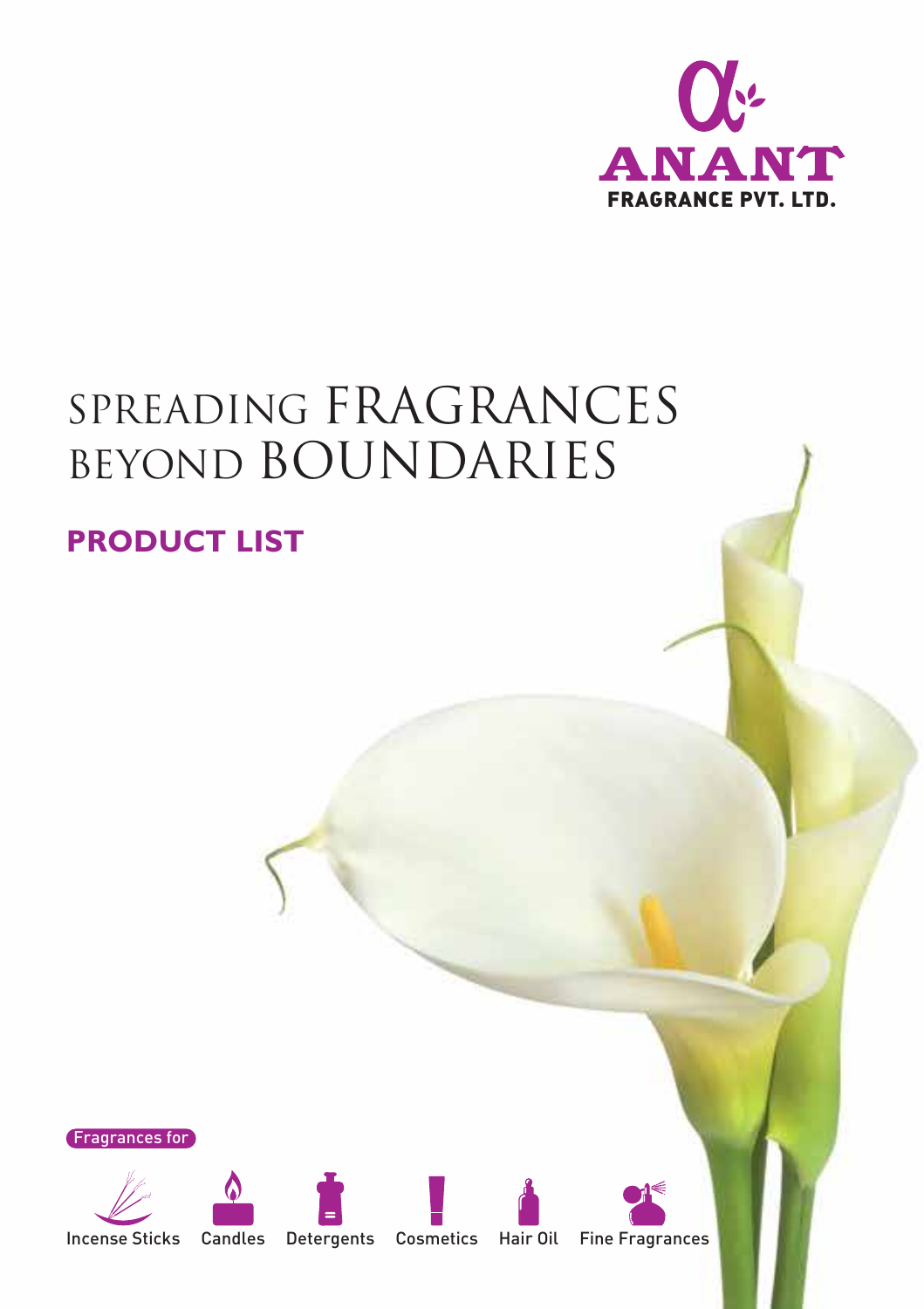**ANANT**
**FRAGRANCE PVT. LTD.**

# SPREADING FRAGRANCES BEYOND BOUNDARIES

## PRODUCT LIST

Fragrances for

- Incense Sticks
- Candles
- Detergents
- Cosmetics
- Hair Oil
- Fine Fragrances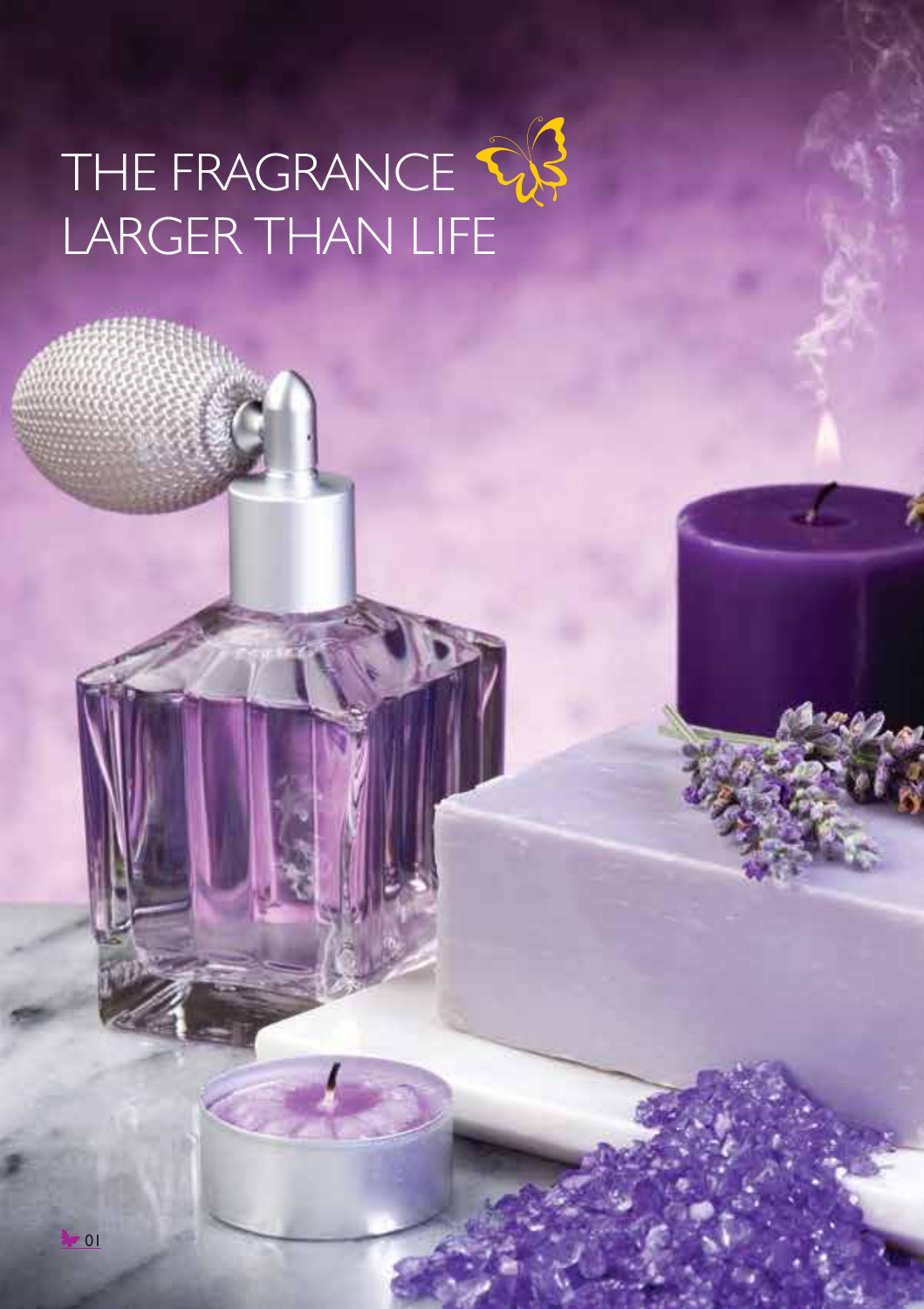# THE FRAGRANCE LARGER THAN LIFE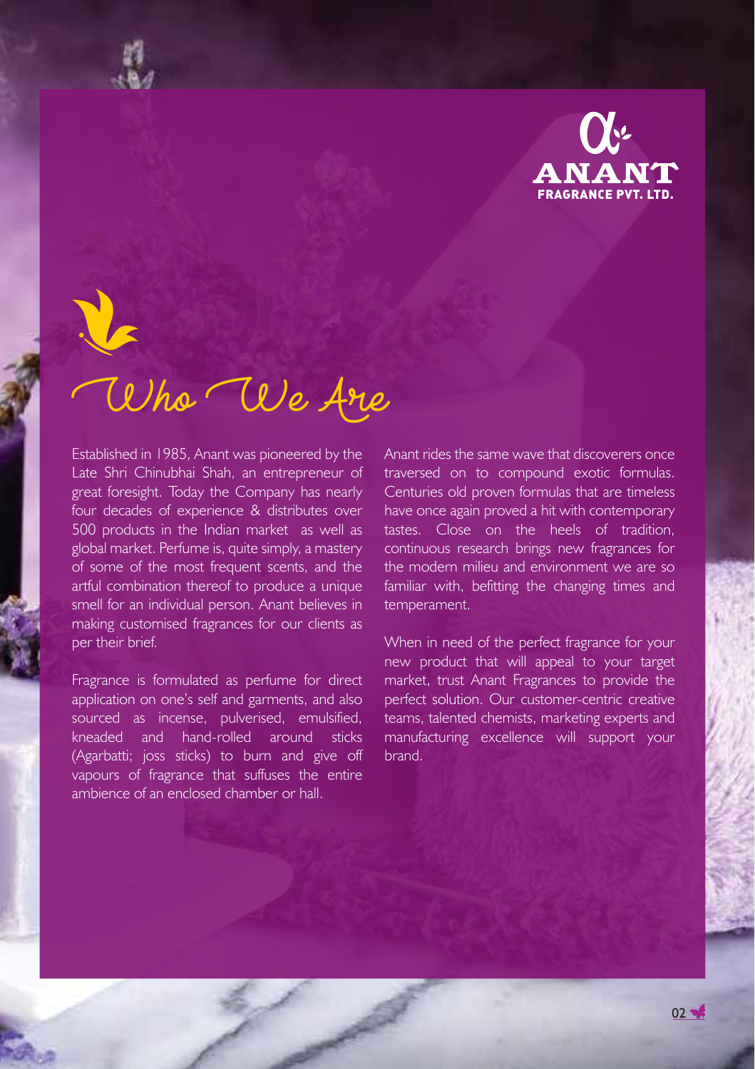# Who We Are

Established in 1985, Anant was pioneered by the Late Shri Chinubhai Shah, an entrepreneur of great foresight. Today the Company has nearly four decades of experience & distributes over 500 products in the Indian market as well as global market. Perfume is, quite simply, a mastery of some of the most frequent scents, and the artful combination thereof to produce a unique smell for an individual person. Anant believes in making customised fragrances for our clients as per their brief.

Fragrance is formulated as perfume for direct application on one's self and garments, and also sourced as incense, pulverised, emulsified, kneaded and hand-rolled around sticks (Agarbatti; joss sticks) to burn and give off vapours of fragrance that suffuses the entire ambience of an enclosed chamber or hall.

Anant rides the same wave that discoverers once traversed on to compound exotic formulas. Centuries old proven formulas that are timeless have once again proved a hit with contemporary tastes. Close on the heels of tradition, continuous research brings new fragrances for the modern milieu and environment we are so familiar with, befitting the changing times and temperament.

When in need of the perfect fragrance for your new product that will appeal to your target market, trust Anant Fragrances to provide the perfect solution. Our customer-centric creative teams, talented chemists, marketing experts and manufacturing excellence will support your brand.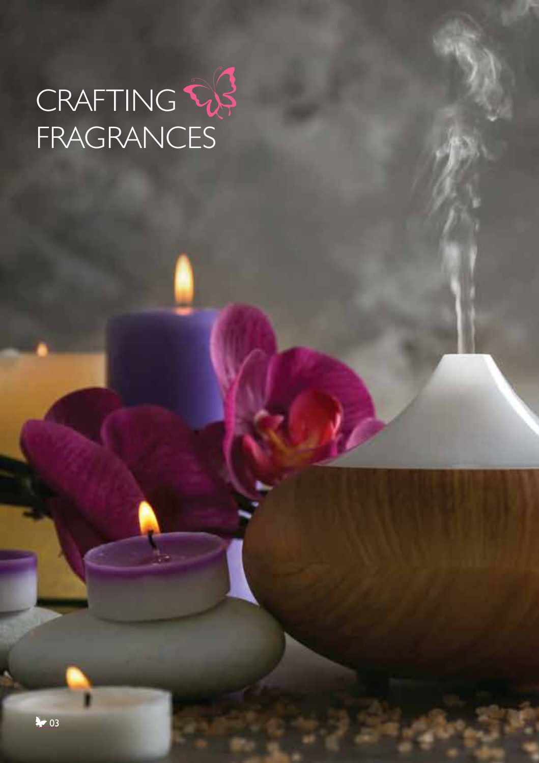# CRAFTING FRAGRANCES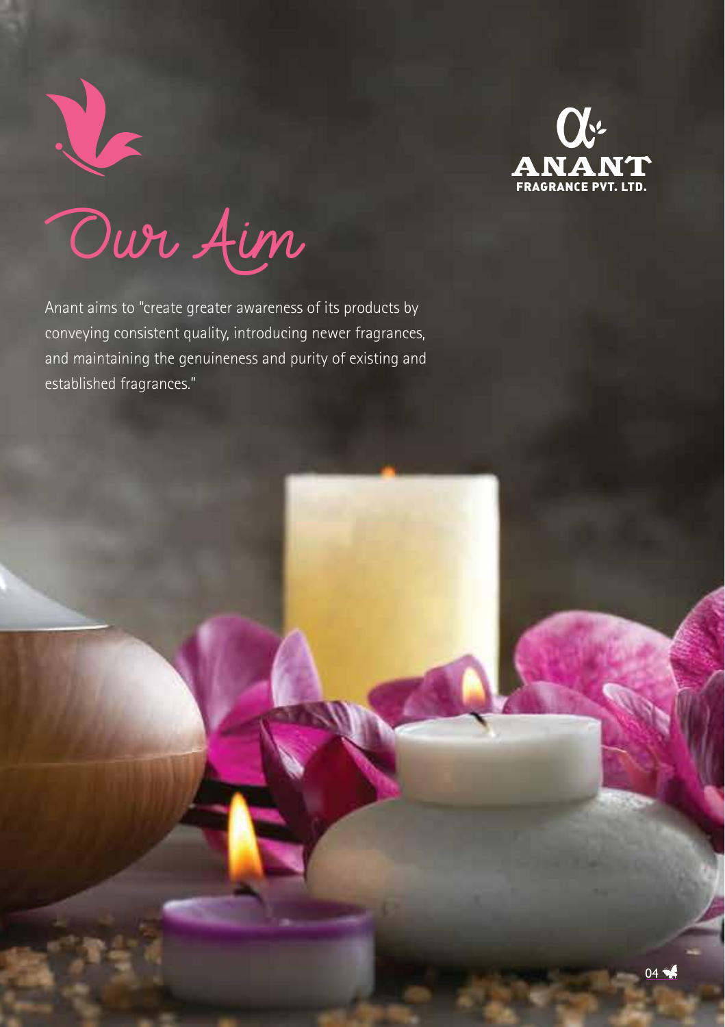# Our Aim

Anant aims to "create greater awareness of its products by conveying consistent quality, introducing newer fragrances, and maintaining the genuineness and purity of existing and established fragrances."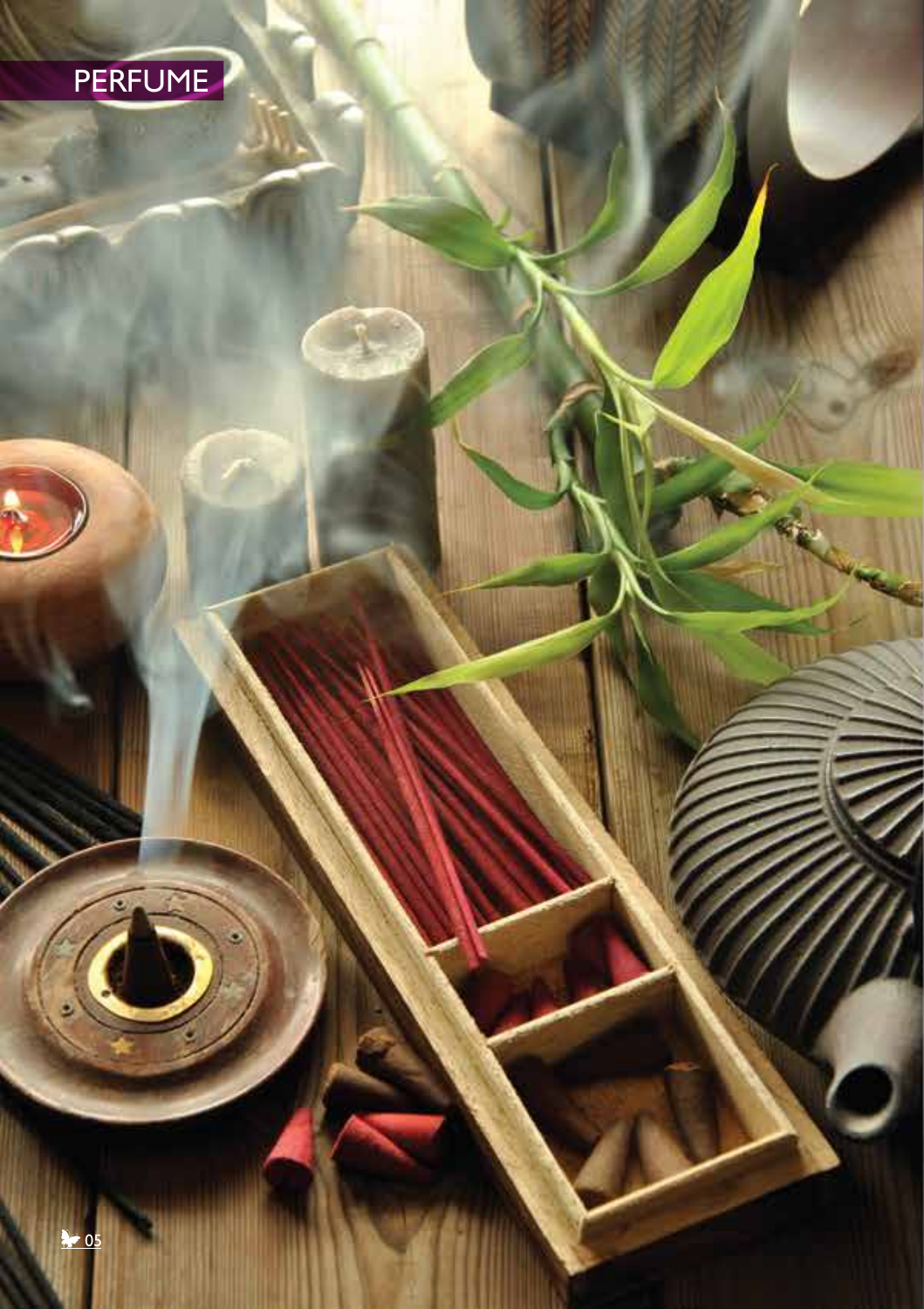# PERFUME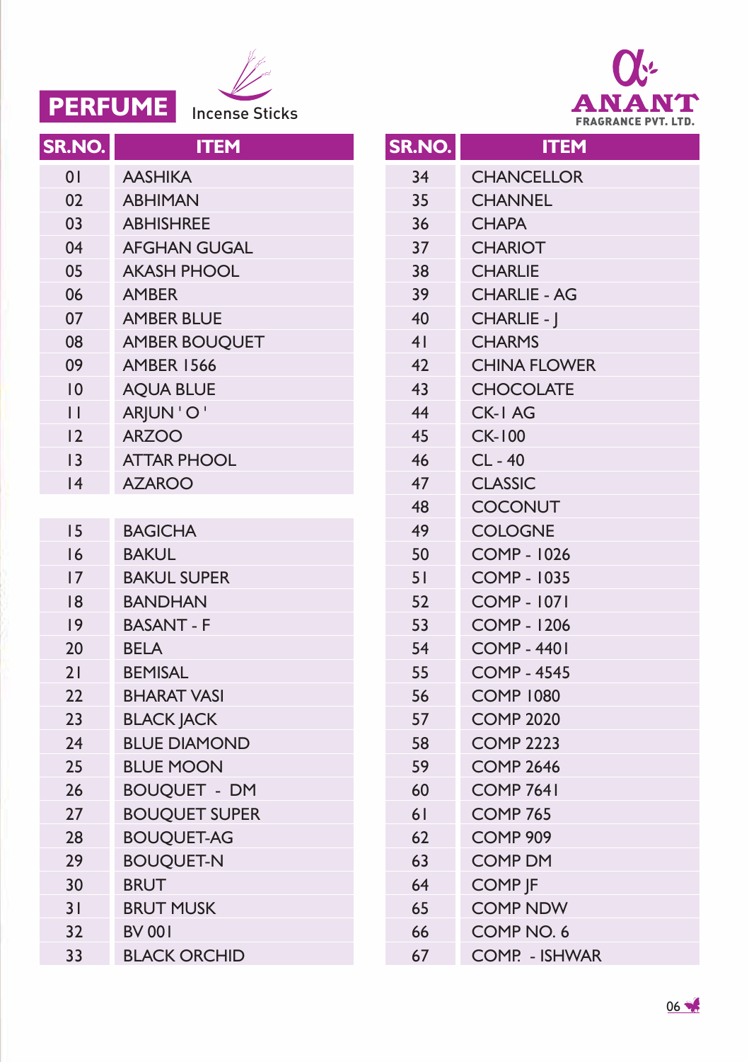# PERFUME

Incense Sticks

ANANT FRAGRANCE PVT. LTD.

| SR.NO. | ITEM |
|---|---|
| 01 | AASHIKA |
| 02 | ABHIMAN |
| 03 | ABHISHREE |
| 04 | AFGHAN GUGAL |
| 05 | AKASH PHOOL |
| 06 | AMBER |
| 07 | AMBER BLUE |
| 08 | AMBER BOUQUET |
| 09 | AMBER 1566 |
| 10 | AQUA BLUE |
| 11 | ARJUN ' O ' |
| 12 | ARZOO |
| 13 | ATTAR PHOOL |
| 14 | AZAROO |
| 15 | BAGICHA |
| 16 | BAKUL |
| 17 | BAKUL SUPER |
| 18 | BANDHAN |
| 19 | BASANT - F |
| 20 | BELA |
| 21 | BEMISAL |
| 22 | BHARAT VASI |
| 23 | BLACK JACK |
| 24 | BLUE DIAMOND |
| 25 | BLUE MOON |
| 26 | BOUQUET - DM |
| 27 | BOUQUET SUPER |
| 28 | BOUQUET-AG |
| 29 | BOUQUET-N |
| 30 | BRUT |
| 31 | BRUT MUSK |
| 32 | BV 001 |
| 33 | BLACK ORCHID |
| 34 | CHANCELLOR |
| 35 | CHANNEL |
| 36 | CHAPA |
| 37 | CHARIOT |
| 38 | CHARLIE |
| 39 | CHARLIE - AG |
| 40 | CHARLIE - J |
| 41 | CHARMS |
| 42 | CHINA FLOWER |
| 43 | CHOCOLATE |
| 44 | CK-1 AG |
| 45 | CK-100 |
| 46 | CL - 40 |
| 47 | CLASSIC |
| 48 | COCONUT |
| 49 | COLOGNE |
| 50 | COMP - 1026 |
| 51 | COMP - 1035 |
| 52 | COMP - 1071 |
| 53 | COMP - 1206 |
| 54 | COMP - 4401 |
| 55 | COMP - 4545 |
| 56 | COMP 1080 |
| 57 | COMP 2020 |
| 58 | COMP 2223 |
| 59 | COMP 2646 |
| 60 | COMP 7641 |
| 61 | COMP 765 |
| 62 | COMP 909 |
| 63 | COMP DM |
| 64 | COMP JF |
| 65 | COMP NDW |
| 66 | COMP NO. 6 |
| 67 | COMP. - ISHWAR |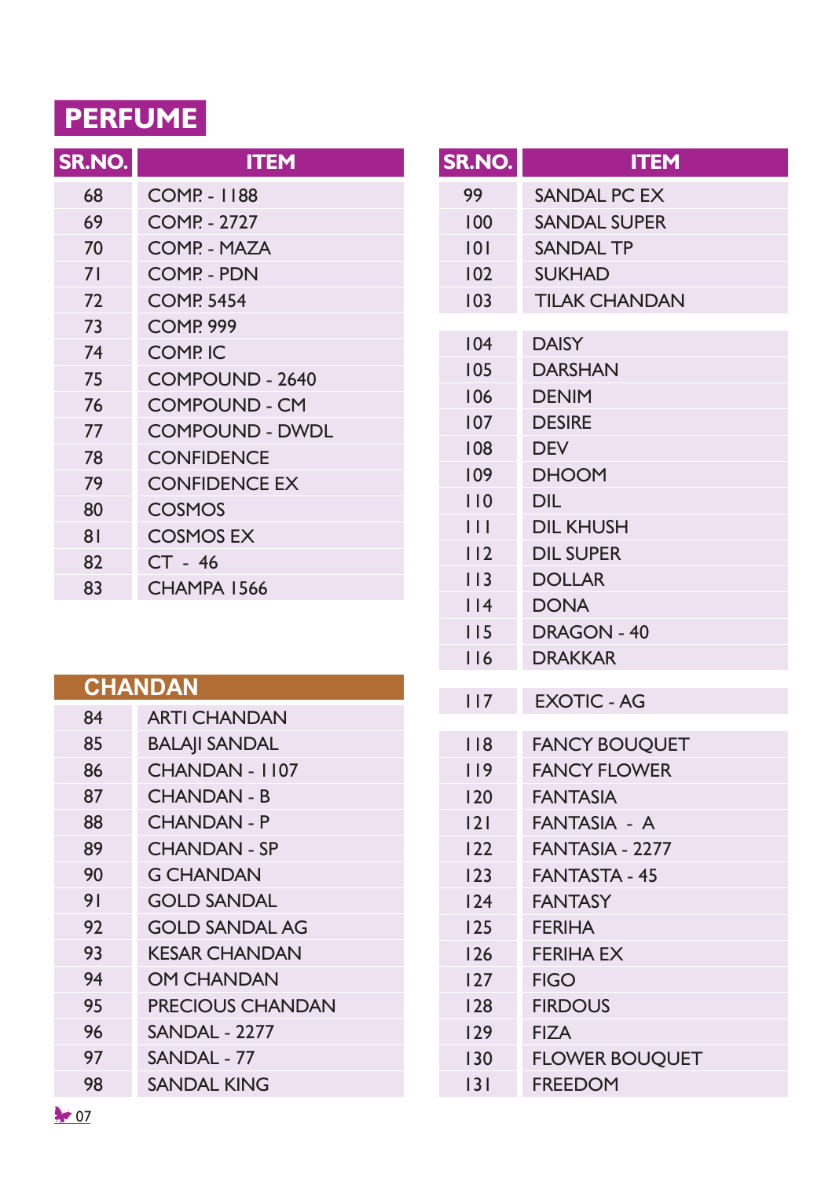# PERFUME

| SR.NO. | ITEM |
|---|---|
| 68 | COMP. - 1188 |
| 69 | COMP. - 2727 |
| 70 | COMP. - MAZA |
| 71 | COMP. - PDN |
| 72 | COMP. 5454 |
| 73 | COMP. 999 |
| 74 | COMP. IC |
| 75 | COMPOUND - 2640 |
| 76 | COMPOUND - CM |
| 77 | COMPOUND - DWDL |
| 78 | CONFIDENCE |
| 79 | CONFIDENCE EX |
| 80 | COSMOS |
| 81 | COSMOS EX |
| 82 | CT - 46 |
| 83 | CHAMPA 1566 |

## CHANDAN

| SR.NO. | ITEM |
|---|---|
| 84 | ARTI CHANDAN |
| 85 | BALAJI SANDAL |
| 86 | CHANDAN - 1107 |
| 87 | CHANDAN - B |
| 88 | CHANDAN - P |
| 89 | CHANDAN - SP |
| 90 | G CHANDAN |
| 91 | GOLD SANDAL |
| 92 | GOLD SANDAL AG |
| 93 | KESAR CHANDAN |
| 94 | OM CHANDAN |
| 95 | PRECIOUS CHANDAN |
| 96 | SANDAL - 2277 |
| 97 | SANDAL - 77 |
| 98 | SANDAL KING |
| 99 | SANDAL PC EX |
| 100 | SANDAL SUPER |
| 101 | SANDAL TP |
| 102 | SUKHAD |
| 103 | TILAK CHANDAN |

| SR.NO. | ITEM |
|---|---|
| 104 | DAISY |
| 105 | DARSHAN |
| 106 | DENIM |
| 107 | DESIRE |
| 108 | DEV |
| 109 | DHOOM |
| 110 | DIL |
| 111 | DIL KHUSH |
| 112 | DIL SUPER |
| 113 | DOLLAR |
| 114 | DONA |
| 115 | DRAGON - 40 |
| 116 | DRAKKAR |
| 117 | EXOTIC - AG |
| 118 | FANCY BOUQUET |
| 119 | FANCY FLOWER |
| 120 | FANTASIA |
| 121 | FANTASIA - A |
| 122 | FANTASIA - 2277 |
| 123 | FANTASTA - 45 |
| 124 | FANTASY |
| 125 | FERIHA |
| 126 | FERIHA EX |
| 127 | FIGO |
| 128 | FIRDOUS |
| 129 | FIZA |
| 130 | FLOWER BOUQUET |
| 131 | FREEDOM |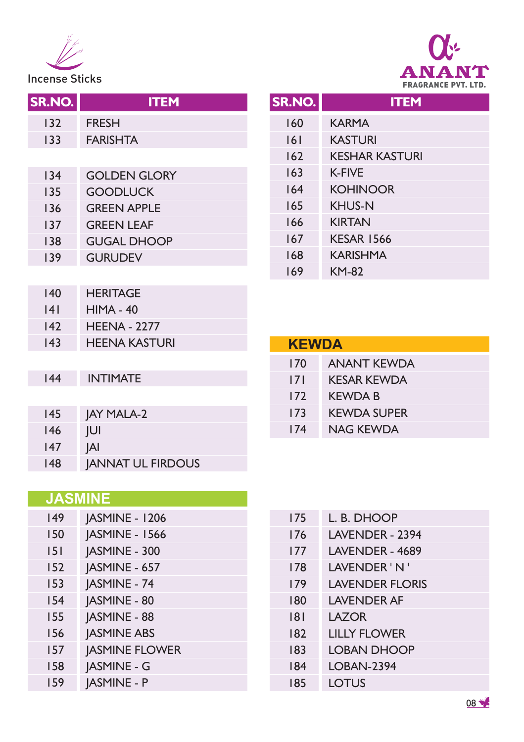Incense Sticks

ANANT FRAGRANCE PVT. LTD.

| SR.NO. | ITEM |
|---|---|
| 132 | FRESH |
| 133 | FARISHTA |
| 134 | GOLDEN GLORY |
| 135 | GOODLUCK |
| 136 | GREEN APPLE |
| 137 | GREEN LEAF |
| 138 | GUGAL DHOOP |
| 139 | GURUDEV |
| 140 | HERITAGE |
| 141 | HIMA - 40 |
| 142 | HEENA - 2277 |
| 143 | HEENA KASTURI |
| 144 | INTIMATE |
| 145 | JAY MALA-2 |
| 146 | JUI |
| 147 | JAI |
| 148 | JANNAT UL FIRDOUS |

## JASMINE

| SR.NO. | ITEM |
|---|---|
| 149 | JASMINE - 1206 |
| 150 | JASMINE - 1566 |
| 151 | JASMINE - 300 |
| 152 | JASMINE - 657 |
| 153 | JASMINE - 74 |
| 154 | JASMINE - 80 |
| 155 | JASMINE - 88 |
| 156 | JASMINE ABS |
| 157 | JASMINE FLOWER |
| 158 | JASMINE - G |
| 159 | JASMINE - P |

| SR.NO. | ITEM |
|---|---|
| 160 | KARMA |
| 161 | KASTURI |
| 162 | KESHAR KASTURI |
| 163 | K-FIVE |
| 164 | KOHINOOR |
| 165 | KHUS-N |
| 166 | KIRTAN |
| 167 | KESAR 1566 |
| 168 | KARISHMA |
| 169 | KM-82 |

## KEWDA

| SR.NO. | ITEM |
|---|---|
| 170 | ANANT KEWDA |
| 171 | KESAR KEWDA |
| 172 | KEWDA B |
| 173 | KEWDA SUPER |
| 174 | NAG KEWDA |

| SR.NO. | ITEM |
|---|---|
| 175 | L. B. DHOOP |
| 176 | LAVENDER - 2394 |
| 177 | LAVENDER - 4689 |
| 178 | LAVENDER ' N ' |
| 179 | LAVENDER FLORIS |
| 180 | LAVENDER AF |
| 181 | LAZOR |
| 182 | LILLY FLOWER |
| 183 | LOBAN DHOOP |
| 184 | LOBAN-2394 |
| 185 | LOTUS |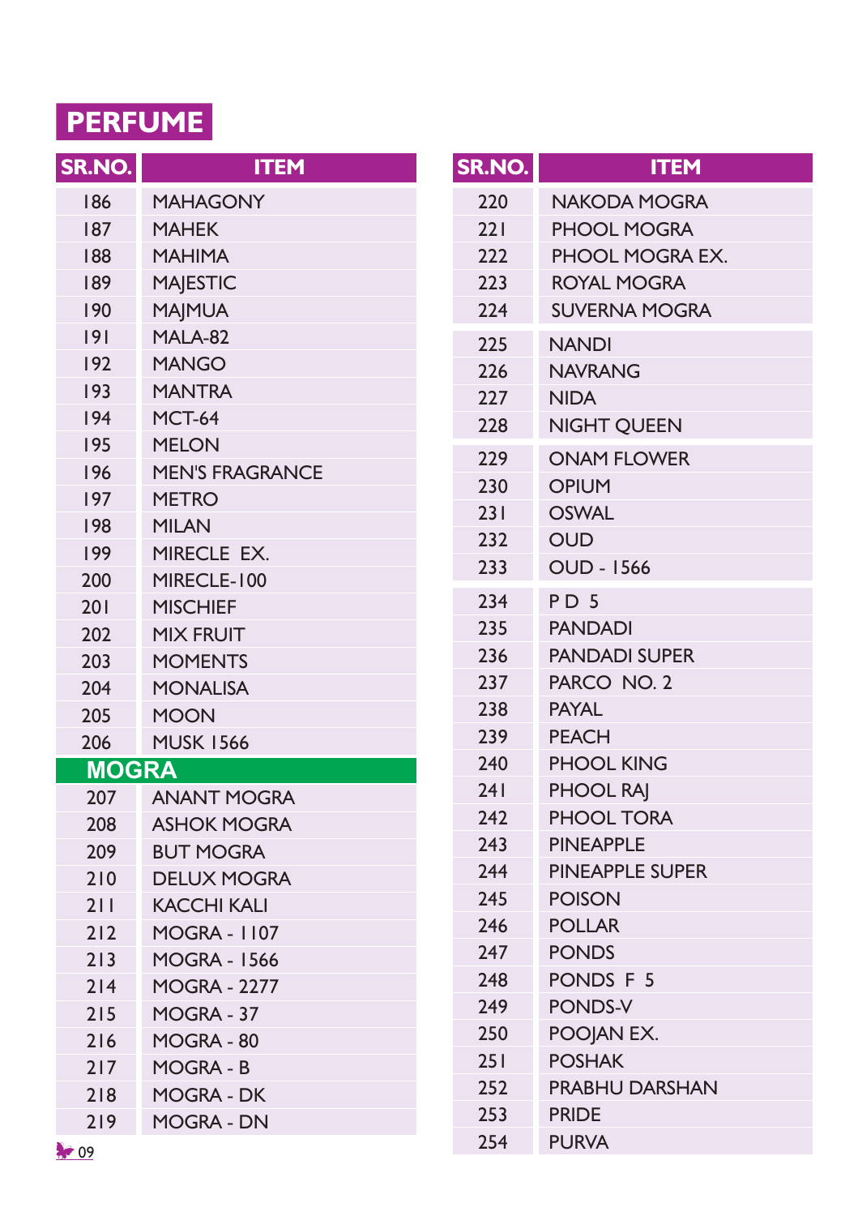## PERFUME

| SR.NO. | ITEM |
|---|---|
| 186 | MAHAGONY |
| 187 | MAHEK |
| 188 | MAHIMA |
| 189 | MAJESTIC |
| 190 | MAJMUA |
| 191 | MALA-82 |
| 192 | MANGO |
| 193 | MANTRA |
| 194 | MCT-64 |
| 195 | MELON |
| 196 | MEN'S FRAGRANCE |
| 197 | METRO |
| 198 | MILAN |
| 199 | MIRECLE EX. |
| 200 | MIRECLE-100 |
| 201 | MISCHIEF |
| 202 | MIX FRUIT |
| 203 | MOMENTS |
| 204 | MONALISA |
| 205 | MOON |
| 206 | MUSK 1566 |

### MOGRA

| SR.NO. | ITEM |
|---|---|
| 207 | ANANT MOGRA |
| 208 | ASHOK MOGRA |
| 209 | BUT MOGRA |
| 210 | DELUX MOGRA |
| 211 | KACCHI KALI |
| 212 | MOGRA - 1107 |
| 213 | MOGRA - 1566 |
| 214 | MOGRA - 2277 |
| 215 | MOGRA - 37 |
| 216 | MOGRA - 80 |
| 217 | MOGRA - B |
| 218 | MOGRA - DK |
| 219 | MOGRA - DN |
| 220 | NAKODA MOGRA |
| 221 | PHOOL MOGRA |
| 222 | PHOOL MOGRA EX. |
| 223 | ROYAL MOGRA |
| 224 | SUVERNA MOGRA |
| 225 | NANDI |
| 226 | NAVRANG |
| 227 | NIDA |
| 228 | NIGHT QUEEN |
| 229 | ONAM FLOWER |
| 230 | OPIUM |
| 231 | OSWAL |
| 232 | OUD |
| 233 | OUD - 1566 |
| 234 | P D 5 |
| 235 | PANDADI |
| 236 | PANDADI SUPER |
| 237 | PARCO NO. 2 |
| 238 | PAYAL |
| 239 | PEACH |
| 240 | PHOOL KING |
| 241 | PHOOL RAJ |
| 242 | PHOOL TORA |
| 243 | PINEAPPLE |
| 244 | PINEAPPLE SUPER |
| 245 | POISON |
| 246 | POLLAR |
| 247 | PONDS |
| 248 | PONDS F 5 |
| 249 | PONDS-V |
| 250 | POOJAN EX. |
| 251 | POSHAK |
| 252 | PRABHU DARSHAN |
| 253 | PRIDE |
| 254 | PURVA |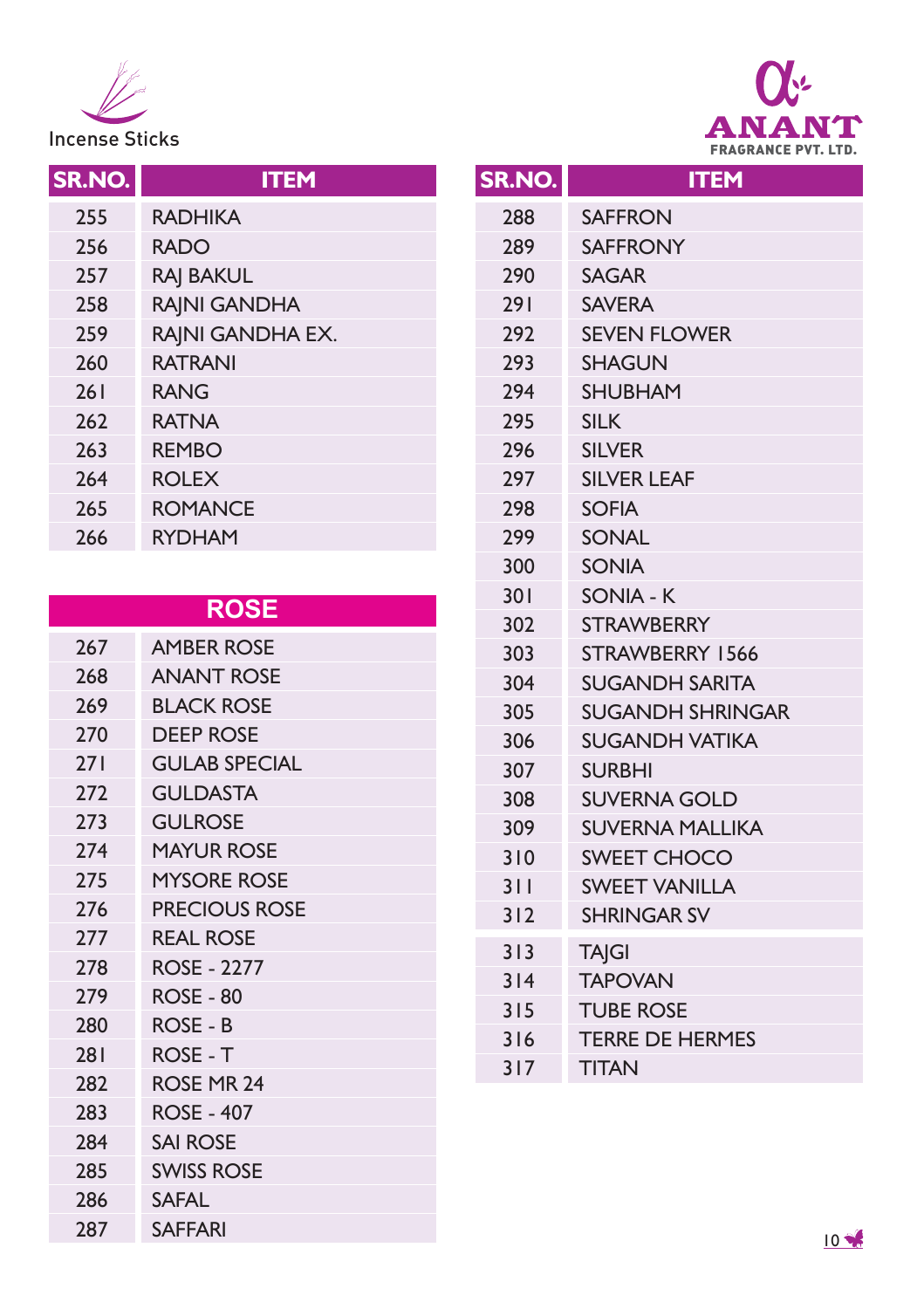Incense Sticks

ANANT FRAGRANCE PVT. LTD.

| SR.NO. | ITEM |
|---|---|
| 255 | RADHIKA |
| 256 | RADO |
| 257 | RAJ BAKUL |
| 258 | RAJNI GANDHA |
| 259 | RAJNI GANDHA EX. |
| 260 | RATRANI |
| 261 | RANG |
| 262 | RATNA |
| 263 | REMBO |
| 264 | ROLEX |
| 265 | ROMANCE |
| 266 | RYDHAM |

## ROSE

| SR.NO. | ITEM |
|---|---|
| 267 | AMBER ROSE |
| 268 | ANANT ROSE |
| 269 | BLACK ROSE |
| 270 | DEEP ROSE |
| 271 | GULAB SPECIAL |
| 272 | GULDASTA |
| 273 | GULROSE |
| 274 | MAYUR ROSE |
| 275 | MYSORE ROSE |
| 276 | PRECIOUS ROSE |
| 277 | REAL ROSE |
| 278 | ROSE - 2277 |
| 279 | ROSE - 80 |
| 280 | ROSE - B |
| 281 | ROSE - T |
| 282 | ROSE MR 24 |
| 283 | ROSE - 407 |
| 284 | SAI ROSE |
| 285 | SWISS ROSE |
| 286 | SAFAL |
| 287 | SAFFARI |

| SR.NO. | ITEM |
|---|---|
| 288 | SAFFRON |
| 289 | SAFFRONY |
| 290 | SAGAR |
| 291 | SAVERA |
| 292 | SEVEN FLOWER |
| 293 | SHAGUN |
| 294 | SHUBHAM |
| 295 | SILK |
| 296 | SILVER |
| 297 | SILVER LEAF |
| 298 | SOFIA |
| 299 | SONAL |
| 300 | SONIA |
| 301 | SONIA - K |
| 302 | STRAWBERRY |
| 303 | STRAWBERRY 1566 |
| 304 | SUGANDH SARITA |
| 305 | SUGANDH SHRINGAR |
| 306 | SUGANDH VATIKA |
| 307 | SURBHI |
| 308 | SUVERNA GOLD |
| 309 | SUVERNA MALLIKA |
| 310 | SWEET CHOCO |
| 311 | SWEET VANILLA |
| 312 | SHRINGAR SV |
| 313 | TAJGI |
| 314 | TAPOVAN |
| 315 | TUBE ROSE |
| 316 | TERRE DE HERMES |
| 317 | TITAN |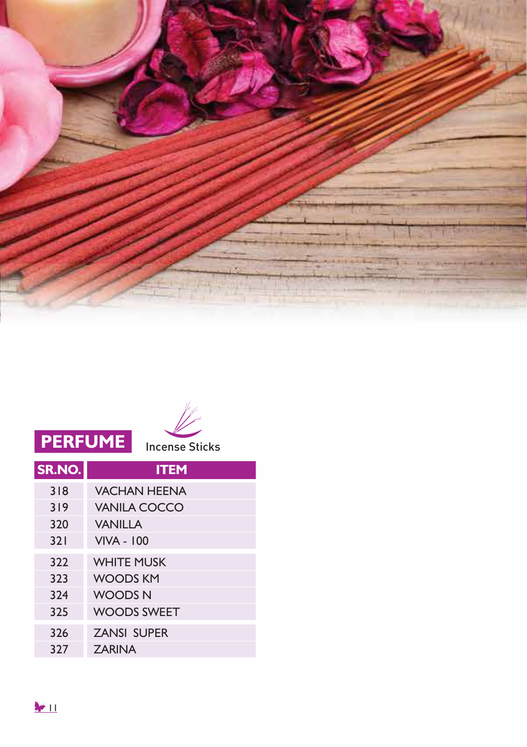## PERFUME

Incense Sticks

| SR.NO. | ITEM |
|---|---|
| 318 | VACHAN HEENA |
| 319 | VANILA COCCO |
| 320 | VANILLA |
| 321 | VIVA - 100 |
| 322 | WHITE MUSK |
| 323 | WOODS KM |
| 324 | WOODS N |
| 325 | WOODS SWEET |
| 326 | ZANSI SUPER |
| 327 | ZARINA |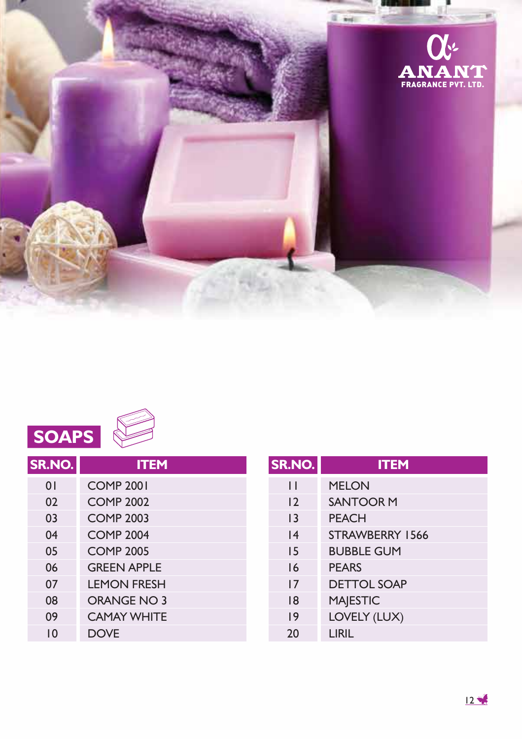ANANT FRAGRANCE PVT. LTD.

## SOAPS

| SR.NO. | ITEM |
|---|---|
| 01 | COMP 2001 |
| 02 | COMP 2002 |
| 03 | COMP 2003 |
| 04 | COMP 2004 |
| 05 | COMP 2005 |
| 06 | GREEN APPLE |
| 07 | LEMON FRESH |
| 08 | ORANGE NO 3 |
| 09 | CAMAY WHITE |
| 10 | DOVE |
| 11 | MELON |
| 12 | SANTOOR M |
| 13 | PEACH |
| 14 | STRAWBERRY 1566 |
| 15 | BUBBLE GUM |
| 16 | PEARS |
| 17 | DETTOL SOAP |
| 18 | MAJESTIC |
| 19 | LOVELY (LUX) |
| 20 | LIRIL |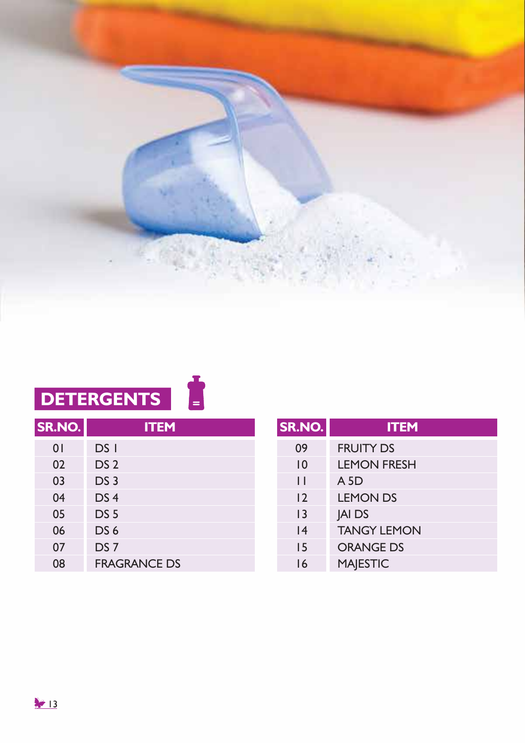## DETERGENTS

| SR.NO. | ITEM |
|---|---|
| 01 | DS 1 |
| 02 | DS 2 |
| 03 | DS 3 |
| 04 | DS 4 |
| 05 | DS 5 |
| 06 | DS 6 |
| 07 | DS 7 |
| 08 | FRAGRANCE DS |
| 09 | FRUITY DS |
| 10 | LEMON FRESH |
| 11 | A 5D |
| 12 | LEMON DS |
| 13 | JAI DS |
| 14 | TANGY LEMON |
| 15 | ORANGE DS |
| 16 | MAJESTIC |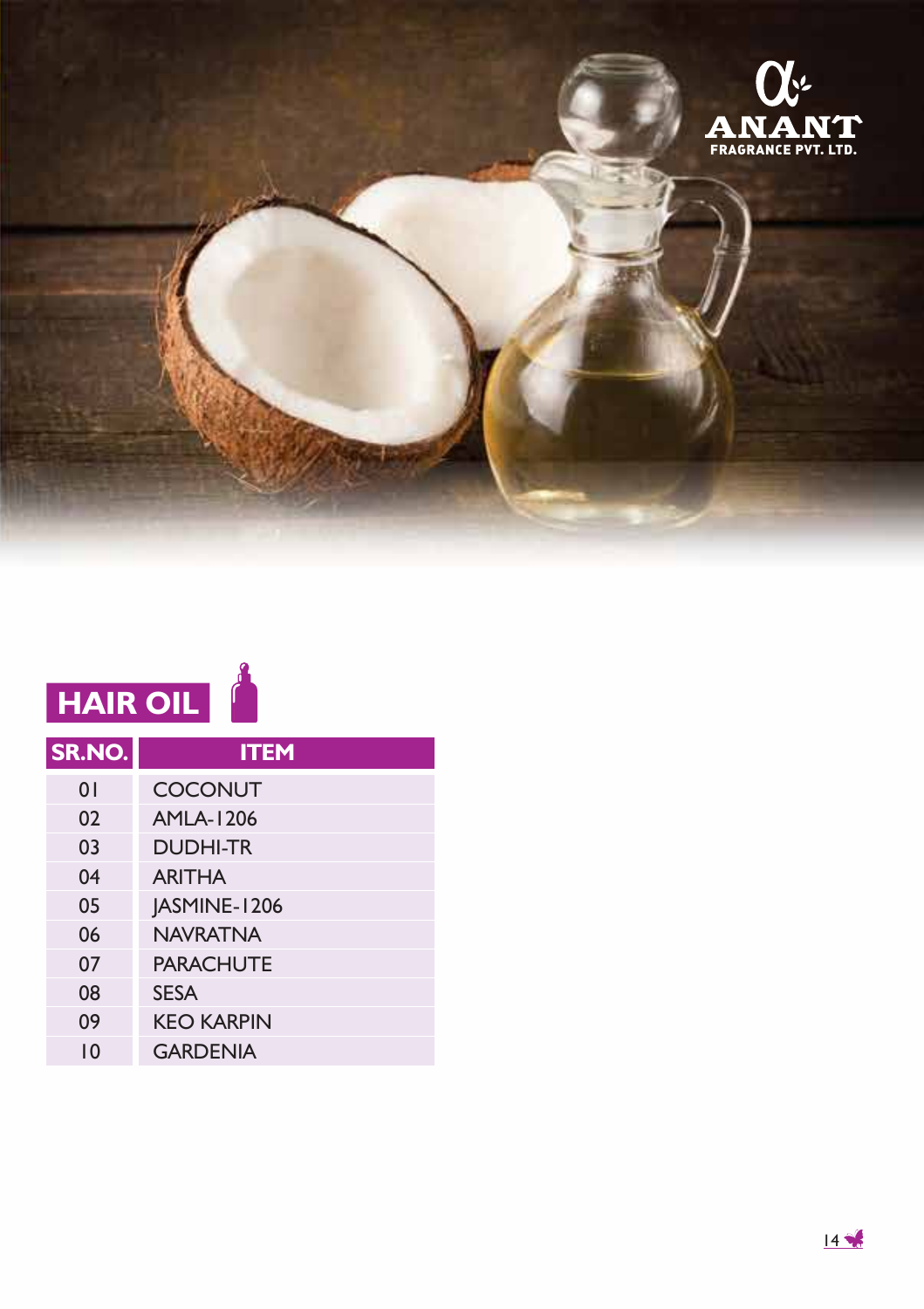ANANT FRAGRANCE PVT. LTD.

## HAIR OIL

| SR.NO. | ITEM |
|---|---|
| 01 | COCONUT |
| 02 | AMLA-1206 |
| 03 | DUDHI-TR |
| 04 | ARITHA |
| 05 | JASMINE-1206 |
| 06 | NAVRATNA |
| 07 | PARACHUTE |
| 08 | SESA |
| 09 | KEO KARPIN |
| 10 | GARDENIA |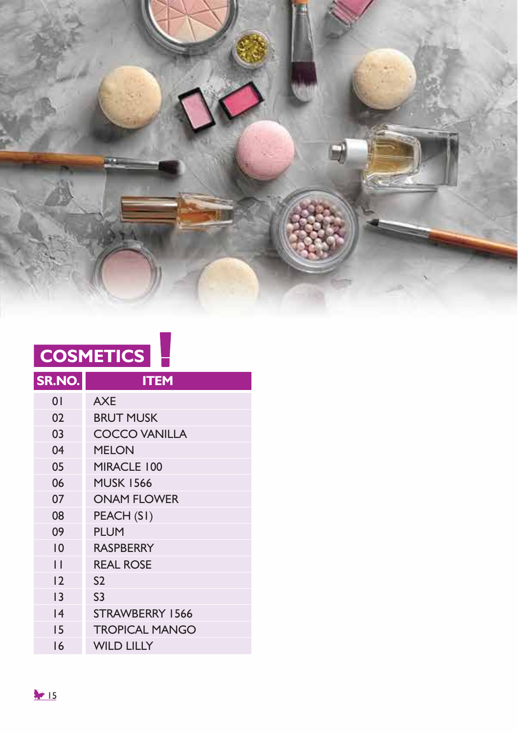## COSMETICS

| SR.NO. | ITEM |
|---|---|
| 01 | AXE |
| 02 | BRUT MUSK |
| 03 | COCCO VANILLA |
| 04 | MELON |
| 05 | MIRACLE 100 |
| 06 | MUSK 1566 |
| 07 | ONAM FLOWER |
| 08 | PEACH (S1) |
| 09 | PLUM |
| 10 | RASPBERRY |
| 11 | REAL ROSE |
| 12 | S2 |
| 13 | S3 |
| 14 | STRAWBERRY 1566 |
| 15 | TROPICAL MANGO |
| 16 | WILD LILLY |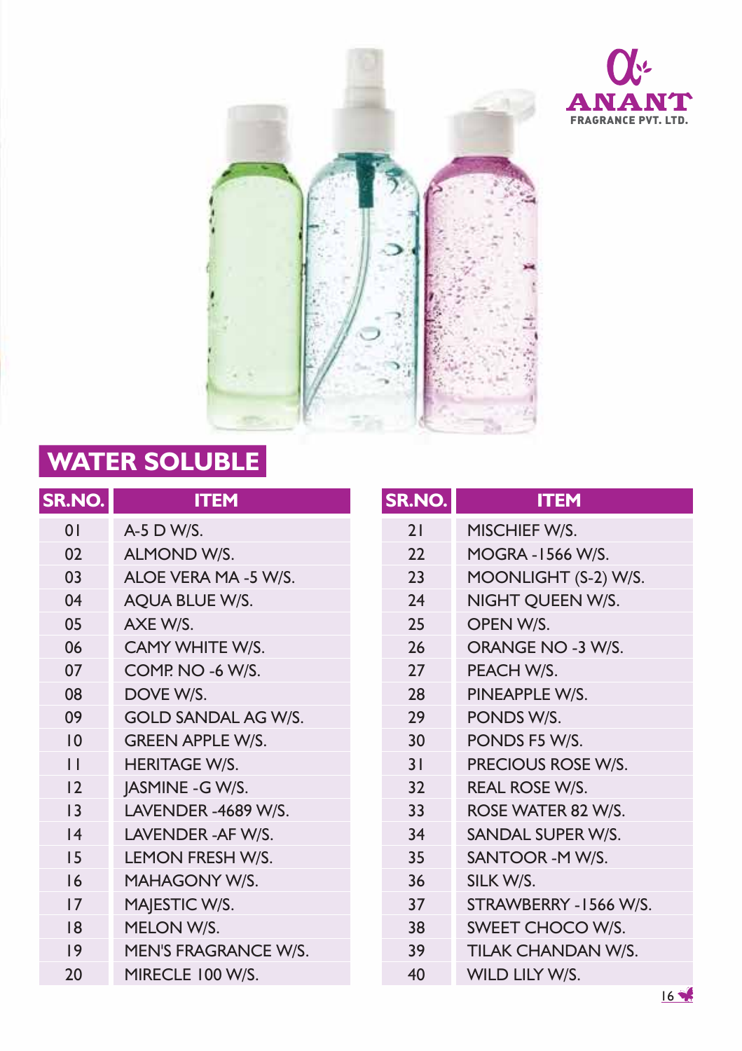ANANT FRAGRANCE PVT. LTD.

## WATER SOLUBLE

| SR.NO. | ITEM |
|---|---|
| 01 | A-5 D W/S. |
| 02 | ALMOND W/S. |
| 03 | ALOE VERA MA -5 W/S. |
| 04 | AQUA BLUE W/S. |
| 05 | AXE W/S. |
| 06 | CAMY WHITE W/S. |
| 07 | COMP. NO -6 W/S. |
| 08 | DOVE W/S. |
| 09 | GOLD SANDAL AG W/S. |
| 10 | GREEN APPLE W/S. |
| 11 | HERITAGE W/S. |
| 12 | JASMINE -G W/S. |
| 13 | LAVENDER -4689 W/S. |
| 14 | LAVENDER -AF W/S. |
| 15 | LEMON FRESH W/S. |
| 16 | MAHAGONY W/S. |
| 17 | MAJESTIC W/S. |
| 18 | MELON W/S. |
| 19 | MEN'S FRAGRANCE W/S. |
| 20 | MIRECLE 100 W/S. |
| 21 | MISCHIEF W/S. |
| 22 | MOGRA -1566 W/S. |
| 23 | MOONLIGHT (S-2) W/S. |
| 24 | NIGHT QUEEN W/S. |
| 25 | OPEN W/S. |
| 26 | ORANGE NO -3 W/S. |
| 27 | PEACH W/S. |
| 28 | PINEAPPLE W/S. |
| 29 | PONDS W/S. |
| 30 | PONDS F5 W/S. |
| 31 | PRECIOUS ROSE W/S. |
| 32 | REAL ROSE W/S. |
| 33 | ROSE WATER 82 W/S. |
| 34 | SANDAL SUPER W/S. |
| 35 | SANTOOR -M W/S. |
| 36 | SILK W/S. |
| 37 | STRAWBERRY -1566 W/S. |
| 38 | SWEET CHOCO W/S. |
| 39 | TILAK CHANDAN W/S. |
| 40 | WILD LILY W/S. |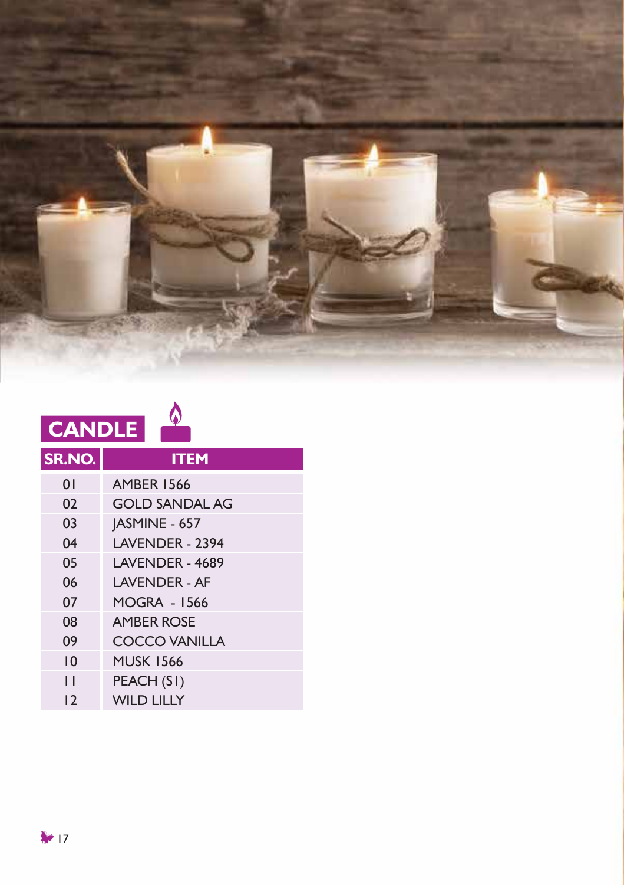## CANDLE

| SR.NO. | ITEM |
|---|---|
| 01 | AMBER 1566 |
| 02 | GOLD SANDAL AG |
| 03 | JASMINE - 657 |
| 04 | LAVENDER - 2394 |
| 05 | LAVENDER - 4689 |
| 06 | LAVENDER - AF |
| 07 | MOGRA - 1566 |
| 08 | AMBER ROSE |
| 09 | COCCO VANILLA |
| 10 | MUSK 1566 |
| 11 | PEACH (S1) |
| 12 | WILD LILLY |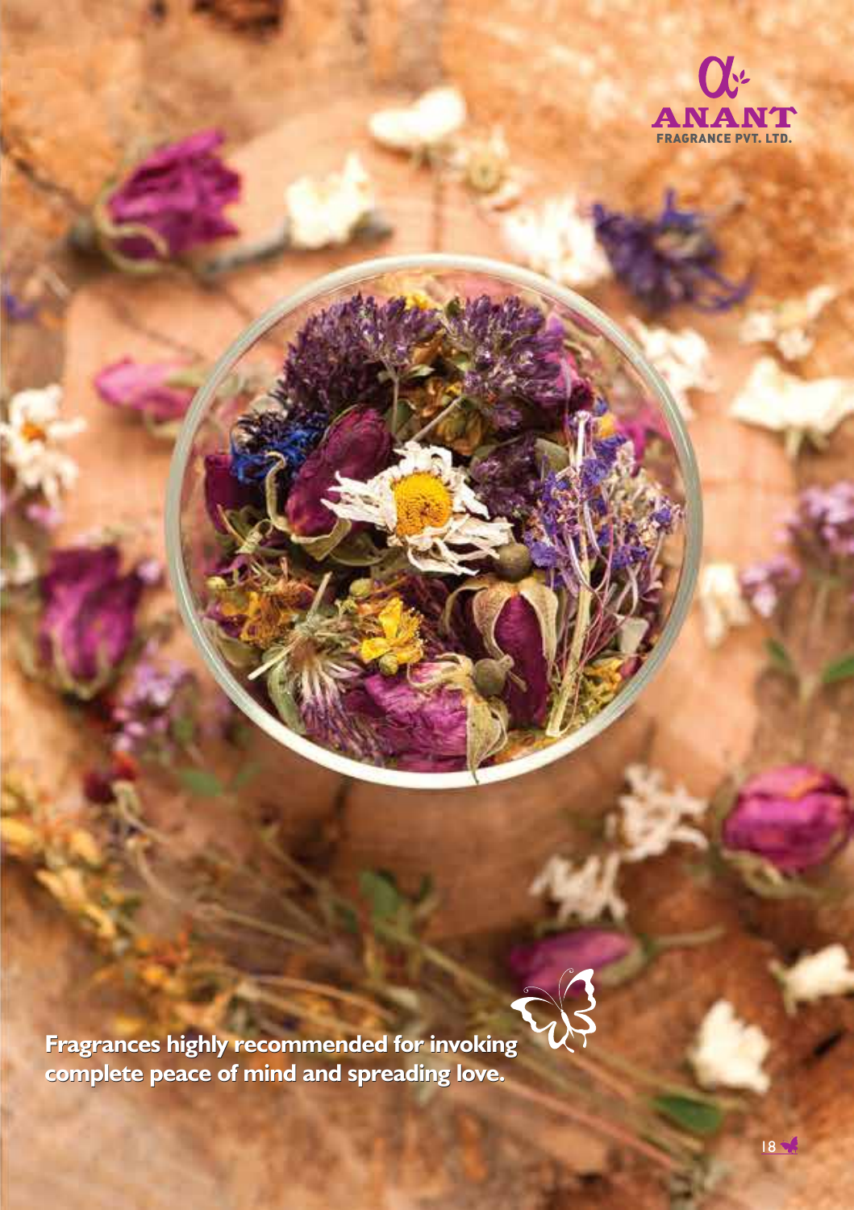**Fragrances highly recommended for invoking complete peace of mind and spreading love.**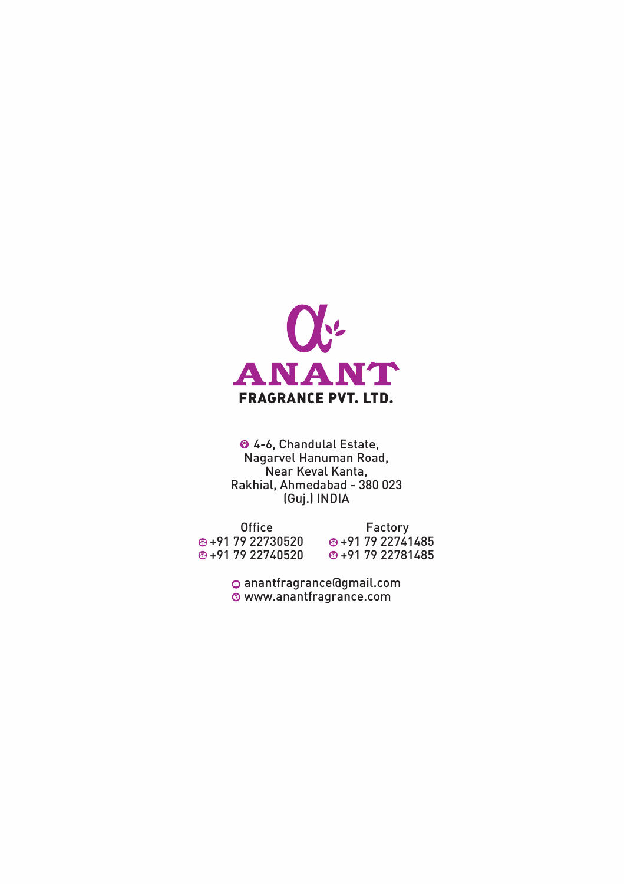# ANANT

**FRAGRANCE PVT. LTD.**

4-6, Chandulal Estate,
Nagarvel Hanuman Road,
Near Keval Kanta,
Rakhial, Ahmedabad - 380 023
(Guj.) INDIA

| Office | Factory |
| --- | --- |
| +91 79 22730520 | +91 79 22741485 |
| +91 79 22740520 | +91 79 22781485 |

anantfragrance@gmail.com
www.anantfragrance.com